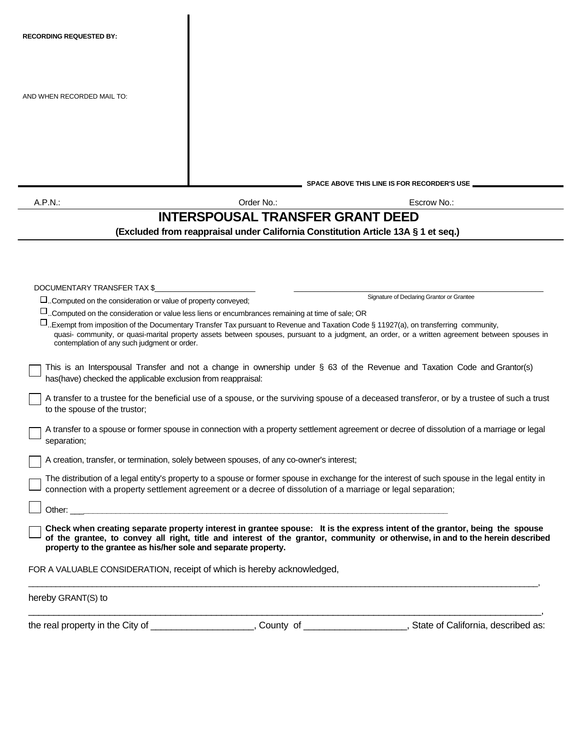RECORDING REQUESTED BY:

AND WHEN RECORDED MAIL TO:

SPACE ABOVE THIS LINE IS FOR RECORDER'S USE

A.P.N.: Order No.: Escrow No.:

# INTERSPOUSAL TRANSFER GRANT DEED

**(Excluded from reappraisal under California Constitution Article 13A § 1 et seq.)**

DOCUMENTARY TRANSFER TAX $\_\_\_\_\_\_\_\_\_\_\_\_\_\_\_\_\_\_\_\_

\_\_\_\_\_\_\_\_\_\_\_\_\_\_\_\_\_\_\_\_\_\_\_\_\_\_\_\_\_\_\_\_\_\_\_\_
Signature of Declaring Grantor or Grantee

- ☐ ..Computed on the consideration or value of property conveyed;
- ☐ ..Computed on the consideration or value less liens or encumbrances remaining at time of sale; OR
- ☐ ..Exempt from imposition of the Documentary Transfer Tax pursuant to Revenue and Taxation Code § 11927(a), on transferring community, quasi- community, or quasi-marital property assets between spouses, pursuant to a judgment, an order, or a written agreement between spouses in contemplation of any such judgment or order.

☐ This is an Interspousal Transfer and not a change in ownership under § 63 of the Revenue and Taxation Code and Grantor(s) has(have) checked the applicable exclusion from reappraisal:

☐ A transfer to a trustee for the beneficial use of a spouse, or the surviving spouse of a deceased transferor, or by a trustee of such a trust to the spouse of the trustor;

☐ A transfer to a spouse or former spouse in connection with a property settlement agreement or decree of dissolution of a marriage or legal separation;

☐ A creation, transfer, or termination, solely between spouses, of any co-owner's interest;

☐ The distribution of a legal entity's property to a spouse or former spouse in exchange for the interest of such spouse in the legal entity in connection with a property settlement agreement or a decree of dissolution of a marriage or legal separation;

☐ Other: \_\_\_\_\_\_\_\_\_\_\_\_\_\_\_\_\_\_\_\_\_\_\_\_\_\_\_\_\_\_\_\_\_\_\_\_\_\_\_\_\_\_\_\_\_\_\_\_\_\_\_\_\_\_\_\_\_\_

☐ **Check when creating separate property interest in grantee spouse: It is the express intent of the grantor, being the spouse of the grantee, to convey all right, title and interest of the grantor, community or otherwise, in and to the herein described property to the grantee as his/her sole and separate property.**

FOR A VALUABLE CONSIDERATION, receipt of which is hereby acknowledged,

\_\_\_\_\_\_\_\_\_\_\_\_\_\_\_\_\_\_\_\_\_\_\_\_\_\_\_\_\_\_\_\_\_\_\_\_\_\_\_\_\_\_\_\_\_\_\_\_\_\_\_\_\_\_\_\_\_\_\_\_\_\_\_\_\_\_\_\_\_\_\_\_\_\_\_\_\_\_,

hereby GRANT(S) to

\_\_\_\_\_\_\_\_\_\_\_\_\_\_\_\_\_\_\_\_\_\_\_\_\_\_\_\_\_\_\_\_\_\_\_\_\_\_\_\_\_\_\_\_\_\_\_\_\_\_\_\_\_\_\_\_\_\_\_\_\_\_\_\_\_\_\_\_\_\_\_\_\_\_\_\_\_\_,

the real property in the City of \_\_\_\_\_\_\_\_\_\_\_\_\_\_\_\_\_\_\_, County of \_\_\_\_\_\_\_\_\_\_\_\_\_\_\_\_\_\_\_, State of California, described as: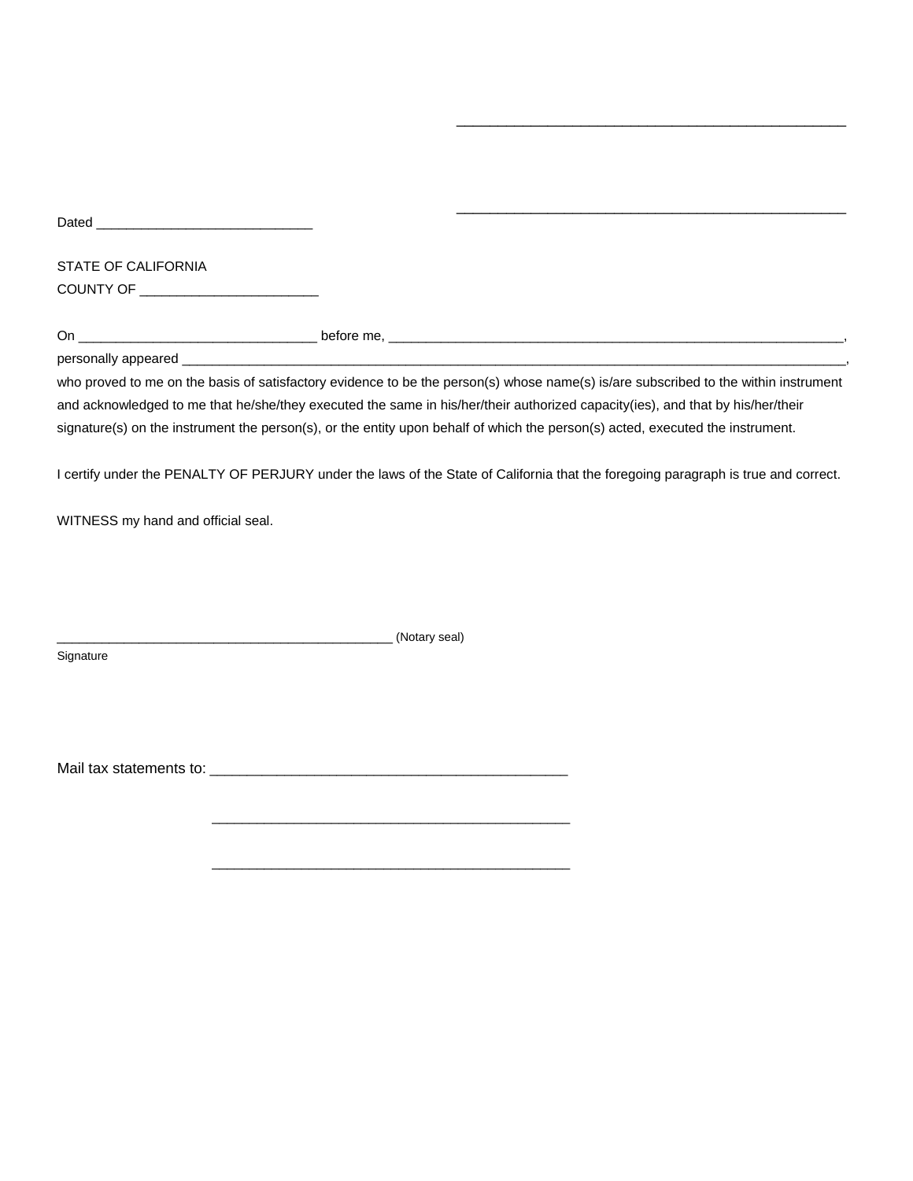_______________________________________________

_______________________________________________

Dated ____________________________

STATE OF CALIFORNIA
COUNTY OF _______________________

On ________________________________ before me, _______________________________________________________________,
personally appeared ______________________________________________________________________________________________,
who proved to me on the basis of satisfactory evidence to be the person(s) whose name(s) is/are subscribed to the within instrument and acknowledged to me that he/she/they executed the same in his/her/their authorized capacity(ies), and that by his/her/their signature(s) on the instrument the person(s), or the entity upon behalf of which the person(s) acted, executed the instrument.

I certify under the PENALTY OF PERJURY under the laws of the State of California that the foregoing paragraph is true and correct.

WITNESS my hand and official seal.

_______________________________________________ (Notary seal)
Signature

Mail tax statements to: _____________________________________________

_____________________________________________

_____________________________________________